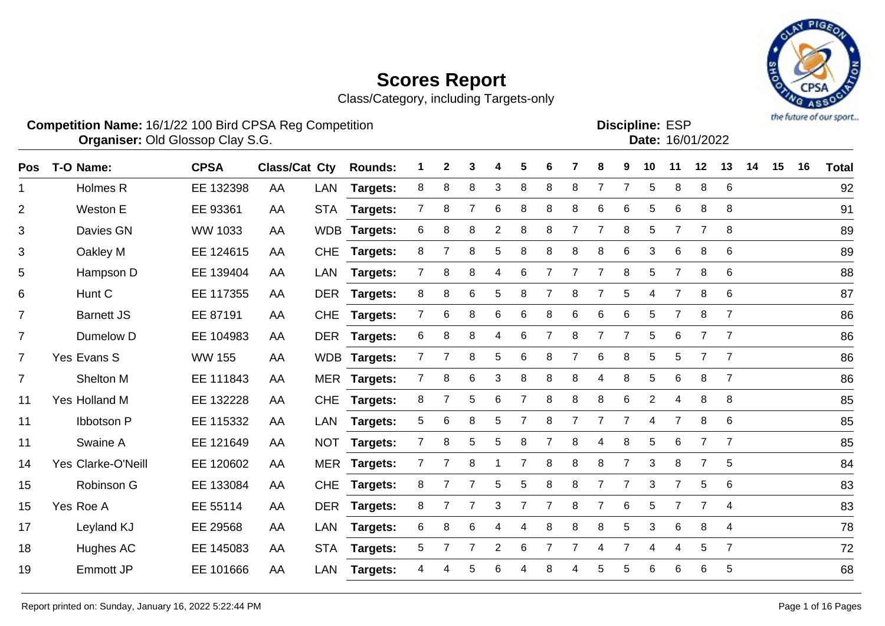# Scores Report

Class/Category, including Targets-only

**Competition Name:** 16/1/22 100 Bird CPSA Reg Competition
**Organiser:** Old Glossop Clay S.G.

**Discipline:** ESP
**Date:** 16/01/2022

| Pos | T-O | Name: | CPSA | Class/Cat | Cty | Rounds: | 1 | 2 | 3 | 4 | 5 | 6 | 7 | 8 | 9 | 10 | 11 | 12 | 13 | 14 | 15 | 16 | Total |
|---|---|---|---|---|---|---|---|---|---|---|---|---|---|---|---|---|---|---|---|---|---|---|---|
| 1 | | Holmes R | EE 132398 | AA | LAN | **Targets:** | 8 | 8 | 8 | 3 | 8 | 8 | 8 | 7 | 7 | 5 | 8 | 8 | 6 | | | | 92 |
| 2 | | Weston E | EE 93361 | AA | STA | **Targets:** | 7 | 8 | 7 | 6 | 8 | 8 | 8 | 6 | 6 | 5 | 6 | 8 | 8 | | | | 91 |
| 3 | | Davies GN | WW 1033 | AA | WDB | **Targets:** | 6 | 8 | 8 | 2 | 8 | 8 | 7 | 7 | 8 | 5 | 7 | 7 | 8 | | | | 89 |
| 3 | | Oakley M | EE 124615 | AA | CHE | **Targets:** | 8 | 7 | 8 | 5 | 8 | 8 | 8 | 8 | 6 | 3 | 6 | 8 | 6 | | | | 89 |
| 5 | | Hampson D | EE 139404 | AA | LAN | **Targets:** | 7 | 8 | 8 | 4 | 6 | 7 | 7 | 7 | 8 | 5 | 7 | 8 | 6 | | | | 88 |
| 6 | | Hunt C | EE 117355 | AA | DER | **Targets:** | 8 | 8 | 6 | 5 | 8 | 7 | 8 | 7 | 5 | 4 | 7 | 8 | 6 | | | | 87 |
| 7 | | Barnett JS | EE 87191 | AA | CHE | **Targets:** | 7 | 6 | 8 | 6 | 6 | 8 | 6 | 6 | 6 | 5 | 7 | 8 | 7 | | | | 86 |
| 7 | | Dumelow D | EE 104983 | AA | DER | **Targets:** | 6 | 8 | 8 | 4 | 6 | 7 | 8 | 7 | 7 | 5 | 6 | 7 | 7 | | | | 86 |
| 7 | Yes | Evans S | WW 155 | AA | WDB | **Targets:** | 7 | 7 | 8 | 5 | 6 | 8 | 7 | 6 | 8 | 5 | 5 | 7 | 7 | | | | 86 |
| 7 | | Shelton M | EE 111843 | AA | MER | **Targets:** | 7 | 8 | 6 | 3 | 8 | 8 | 8 | 4 | 8 | 5 | 6 | 8 | 7 | | | | 86 |
| 11 | Yes | Holland M | EE 132228 | AA | CHE | **Targets:** | 8 | 7 | 5 | 6 | 7 | 8 | 8 | 8 | 6 | 2 | 4 | 8 | 8 | | | | 85 |
| 11 | | Ibbotson P | EE 115332 | AA | LAN | **Targets:** | 5 | 6 | 8 | 5 | 7 | 8 | 7 | 7 | 7 | 4 | 7 | 8 | 6 | | | | 85 |
| 11 | | Swaine A | EE 121649 | AA | NOT | **Targets:** | 7 | 8 | 5 | 5 | 8 | 7 | 8 | 4 | 8 | 5 | 6 | 7 | 7 | | | | 85 |
| 14 | Yes | Clarke-O'Neill | EE 120602 | AA | MER | **Targets:** | 7 | 7 | 8 | 1 | 7 | 8 | 8 | 8 | 7 | 3 | 8 | 7 | 5 | | | | 84 |
| 15 | | Robinson G | EE 133084 | AA | CHE | **Targets:** | 8 | 7 | 7 | 5 | 5 | 8 | 8 | 7 | 7 | 3 | 7 | 5 | 6 | | | | 83 |
| 15 | Yes | Roe A | EE 55114 | AA | DER | **Targets:** | 8 | 7 | 7 | 3 | 7 | 7 | 8 | 7 | 6 | 5 | 7 | 7 | 4 | | | | 83 |
| 17 | | Leyland KJ | EE 29568 | AA | LAN | **Targets:** | 6 | 8 | 6 | 4 | 4 | 8 | 8 | 8 | 5 | 3 | 6 | 8 | 4 | | | | 78 |
| 18 | | Hughes AC | EE 145083 | AA | STA | **Targets:** | 5 | 7 | 7 | 2 | 6 | 7 | 7 | 4 | 7 | 4 | 4 | 5 | 7 | | | | 72 |
| 19 | | Emmott JP | EE 101666 | AA | LAN | **Targets:** | 4 | 4 | 5 | 6 | 4 | 8 | 4 | 5 | 5 | 6 | 6 | 6 | 5 | | | | 68 |

Report printed on: Sunday, January 16, 2022 5:22:44 PM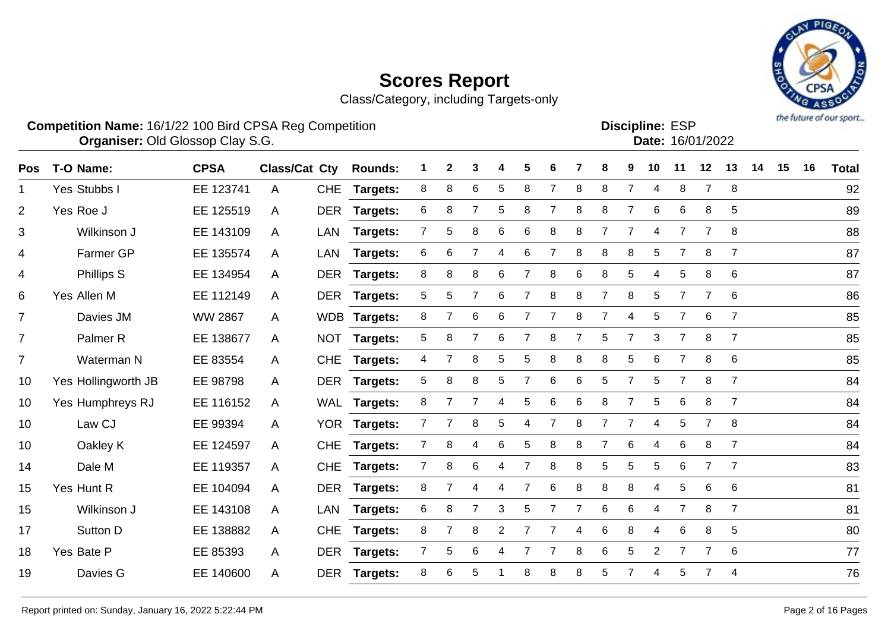# Scores Report

Class/Category, including Targets-only

**Competition Name:** 16/1/22 100 Bird CPSA Reg Competition
**Organiser:** Old Glossop Clay S.G.

**Discipline:** ESP
**Date:** 16/01/2022

| Pos | T-O | Name: | CPSA | Class/Cat | Cty | Rounds: | 1 | 2 | 3 | 4 | 5 | 6 | 7 | 8 | 9 | 10 | 11 | 12 | 13 | 14 | 15 | 16 | Total |
|---|---|---|---|---|---|---|---|---|---|---|---|---|---|---|---|---|---|---|---|---|---|---|---|
| 1 | Yes | Stubbs I | EE 123741 | A | CHE | Targets: | 8 | 8 | 6 | 5 | 8 | 7 | 8 | 8 | 7 | 4 | 8 | 7 | 8 | | | | 92 |
| 2 | Yes | Roe J | EE 125519 | A | DER | Targets: | 6 | 8 | 7 | 5 | 8 | 7 | 8 | 8 | 7 | 6 | 6 | 8 | 5 | | | | 89 |
| 3 | | Wilkinson J | EE 143109 | A | LAN | Targets: | 7 | 5 | 8 | 6 | 6 | 8 | 8 | 7 | 7 | 4 | 7 | 7 | 8 | | | | 88 |
| 4 | | Farmer GP | EE 135574 | A | LAN | Targets: | 6 | 6 | 7 | 4 | 6 | 7 | 8 | 8 | 8 | 5 | 7 | 8 | 7 | | | | 87 |
| 4 | | Phillips S | EE 134954 | A | DER | Targets: | 8 | 8 | 8 | 6 | 7 | 8 | 6 | 8 | 5 | 4 | 5 | 8 | 6 | | | | 87 |
| 6 | Yes | Allen M | EE 112149 | A | DER | Targets: | 5 | 5 | 7 | 6 | 7 | 8 | 8 | 7 | 8 | 5 | 7 | 7 | 6 | | | | 86 |
| 7 | | Davies JM | WW 2867 | A | WDB | Targets: | 8 | 7 | 6 | 6 | 7 | 7 | 8 | 7 | 4 | 5 | 7 | 6 | 7 | | | | 85 |
| 7 | | Palmer R | EE 138677 | A | NOT | Targets: | 5 | 8 | 7 | 6 | 7 | 8 | 7 | 5 | 7 | 3 | 7 | 8 | 7 | | | | 85 |
| 7 | | Waterman N | EE 83554 | A | CHE | Targets: | 4 | 7 | 8 | 5 | 5 | 8 | 8 | 8 | 5 | 6 | 7 | 8 | 6 | | | | 85 |
| 10 | Yes | Hollingworth JB | EE 98798 | A | DER | Targets: | 5 | 8 | 8 | 5 | 7 | 6 | 6 | 5 | 7 | 5 | 7 | 8 | 7 | | | | 84 |
| 10 | Yes | Humphreys RJ | EE 116152 | A | WAL | Targets: | 8 | 7 | 7 | 4 | 5 | 6 | 6 | 8 | 7 | 5 | 6 | 8 | 7 | | | | 84 |
| 10 | | Law CJ | EE 99394 | A | YOR | Targets: | 7 | 7 | 8 | 5 | 4 | 7 | 8 | 7 | 7 | 4 | 5 | 7 | 8 | | | | 84 |
| 10 | | Oakley K | EE 124597 | A | CHE | Targets: | 7 | 8 | 4 | 6 | 5 | 8 | 8 | 7 | 6 | 4 | 6 | 8 | 7 | | | | 84 |
| 14 | | Dale M | EE 119357 | A | CHE | Targets: | 7 | 8 | 6 | 4 | 7 | 8 | 8 | 5 | 5 | 5 | 6 | 7 | 7 | | | | 83 |
| 15 | Yes | Hunt R | EE 104094 | A | DER | Targets: | 8 | 7 | 4 | 4 | 7 | 6 | 8 | 8 | 8 | 4 | 5 | 6 | 6 | | | | 81 |
| 15 | | Wilkinson J | EE 143108 | A | LAN | Targets: | 6 | 8 | 7 | 3 | 5 | 7 | 7 | 6 | 6 | 4 | 7 | 8 | 7 | | | | 81 |
| 17 | | Sutton D | EE 138882 | A | CHE | Targets: | 8 | 7 | 8 | 2 | 7 | 7 | 4 | 6 | 8 | 4 | 6 | 8 | 5 | | | | 80 |
| 18 | Yes | Bate P | EE 85393 | A | DER | Targets: | 7 | 5 | 6 | 4 | 7 | 7 | 8 | 6 | 5 | 2 | 7 | 7 | 6 | | | | 77 |
| 19 | | Davies G | EE 140600 | A | DER | Targets: | 8 | 6 | 5 | 1 | 8 | 8 | 8 | 5 | 7 | 4 | 5 | 7 | 4 | | | | 76 |

Report printed on: Sunday, January 16, 2022 5:22:44 PM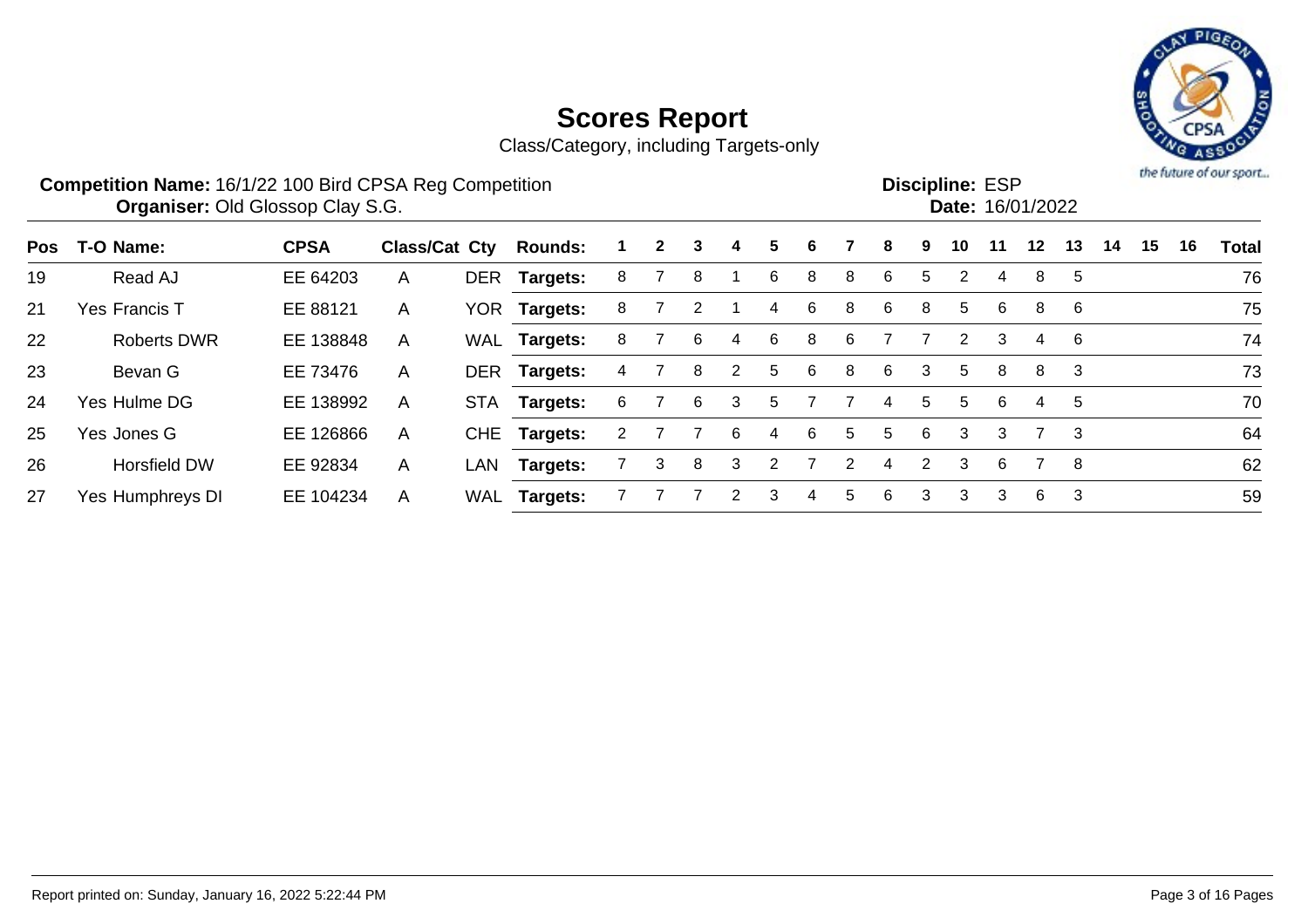# Scores Report

Class/Category, including Targets-only

**Competition Name:** 16/1/22 100 Bird CPSA Reg Competition
**Organiser:** Old Glossop Clay S.G.

**Discipline:** ESP
**Date:** 16/01/2022

| Pos | T-O | Name: | CPSA | Class/Cat | Cty | Rounds: | 1 | 2 | 3 | 4 | 5 | 6 | 7 | 8 | 9 | 10 | 11 | 12 | 13 | 14 | 15 | 16 | Total |
|---|---|---|---|---|---|---|---|---|---|---|---|---|---|---|---|---|---|---|---|---|---|---|---|
| 19 | | Read AJ | EE 64203 | A | DER | **Targets:** | 8 | 7 | 8 | 1 | 6 | 8 | 8 | 6 | 5 | 2 | 4 | 8 | 5 | | | | 76 |
| 21 | Yes | Francis T | EE 88121 | A | YOR | **Targets:** | 8 | 7 | 2 | 1 | 4 | 6 | 8 | 6 | 8 | 5 | 6 | 8 | 6 | | | | 75 |
| 22 | | Roberts DWR | EE 138848 | A | WAL | **Targets:** | 8 | 7 | 6 | 4 | 6 | 8 | 6 | 7 | 7 | 2 | 3 | 4 | 6 | | | | 74 |
| 23 | | Bevan G | EE 73476 | A | DER | **Targets:** | 4 | 7 | 8 | 2 | 5 | 6 | 8 | 6 | 3 | 5 | 8 | 8 | 3 | | | | 73 |
| 24 | Yes | Hulme DG | EE 138992 | A | STA | **Targets:** | 6 | 7 | 6 | 3 | 5 | 7 | 7 | 4 | 5 | 5 | 6 | 4 | 5 | | | | 70 |
| 25 | Yes | Jones G | EE 126866 | A | CHE | **Targets:** | 2 | 7 | 7 | 6 | 4 | 6 | 5 | 5 | 6 | 3 | 3 | 7 | 3 | | | | 64 |
| 26 | | Horsfield DW | EE 92834 | A | LAN | **Targets:** | 7 | 3 | 8 | 3 | 2 | 7 | 2 | 4 | 2 | 3 | 6 | 7 | 8 | | | | 62 |
| 27 | Yes | Humphreys DI | EE 104234 | A | WAL | **Targets:** | 7 | 7 | 7 | 2 | 3 | 4 | 5 | 6 | 3 | 3 | 3 | 6 | 3 | | | | 59 |

Report printed on: Sunday, January 16, 2022 5:22:44 PM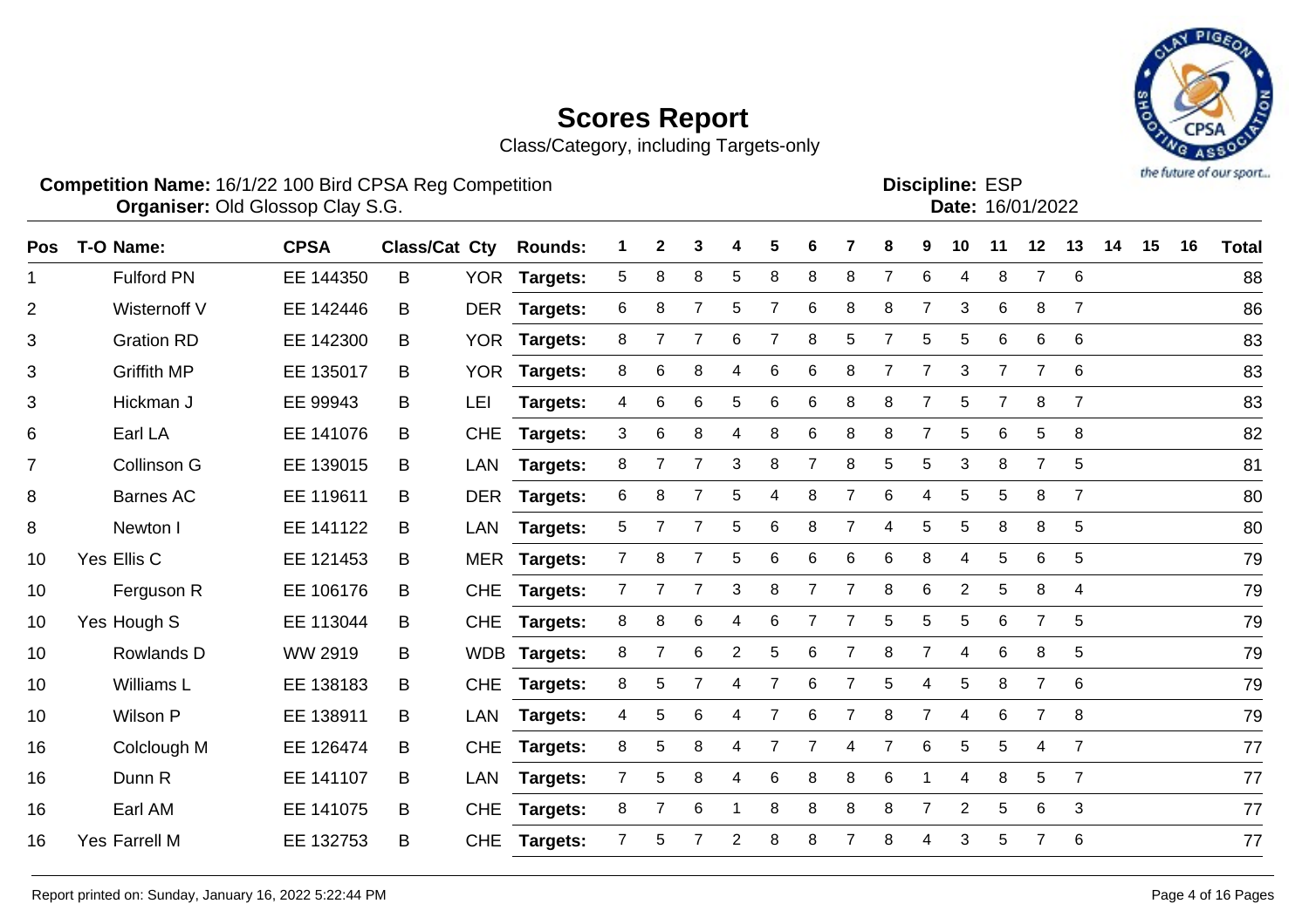# Scores Report

Class/Category, including Targets-only

**Competition Name:** 16/1/22 100 Bird CPSA Reg Competition
**Organiser:** Old Glossop Clay S.G.

**Discipline:** ESP
**Date:** 16/01/2022

| Pos | T-O | Name: | CPSA | Class/Cat | Cty | Rounds: | 1 | 2 | 3 | 4 | 5 | 6 | 7 | 8 | 9 | 10 | 11 | 12 | 13 | 14 | 15 | 16 | Total |
|---|---|---|---|---|---|---|---|---|---|---|---|---|---|---|---|---|---|---|---|---|---|---|---|
| 1 | | Fulford PN | EE 144350 | B | YOR | Targets: | 5 | 8 | 8 | 5 | 8 | 8 | 8 | 7 | 6 | 4 | 8 | 7 | 6 | | | | 88 |
| 2 | | Wisternoff V | EE 142446 | B | DER | Targets: | 6 | 8 | 7 | 5 | 7 | 6 | 8 | 8 | 7 | 3 | 6 | 8 | 7 | | | | 86 |
| 3 | | Gration RD | EE 142300 | B | YOR | Targets: | 8 | 7 | 7 | 6 | 7 | 8 | 5 | 7 | 5 | 5 | 6 | 6 | 6 | | | | 83 |
| 3 | | Griffith MP | EE 135017 | B | YOR | Targets: | 8 | 6 | 8 | 4 | 6 | 6 | 8 | 7 | 7 | 3 | 7 | 7 | 6 | | | | 83 |
| 3 | | Hickman J | EE 99943 | B | LEI | Targets: | 4 | 6 | 6 | 5 | 6 | 6 | 8 | 8 | 7 | 5 | 7 | 8 | 7 | | | | 83 |
| 6 | | Earl LA | EE 141076 | B | CHE | Targets: | 3 | 6 | 8 | 4 | 8 | 6 | 8 | 8 | 7 | 5 | 6 | 5 | 8 | | | | 82 |
| 7 | | Collinson G | EE 139015 | B | LAN | Targets: | 8 | 7 | 7 | 3 | 8 | 7 | 8 | 5 | 5 | 3 | 8 | 7 | 5 | | | | 81 |
| 8 | | Barnes AC | EE 119611 | B | DER | Targets: | 6 | 8 | 7 | 5 | 4 | 8 | 7 | 6 | 4 | 5 | 5 | 8 | 7 | | | | 80 |
| 8 | | Newton I | EE 141122 | B | LAN | Targets: | 5 | 7 | 7 | 5 | 6 | 8 | 7 | 4 | 5 | 5 | 8 | 8 | 5 | | | | 80 |
| 10 | Yes | Ellis C | EE 121453 | B | MER | Targets: | 7 | 8 | 7 | 5 | 6 | 6 | 6 | 6 | 8 | 4 | 5 | 6 | 5 | | | | 79 |
| 10 | | Ferguson R | EE 106176 | B | CHE | Targets: | 7 | 7 | 7 | 3 | 8 | 7 | 7 | 8 | 6 | 2 | 5 | 8 | 4 | | | | 79 |
| 10 | Yes | Hough S | EE 113044 | B | CHE | Targets: | 8 | 8 | 6 | 4 | 6 | 7 | 7 | 5 | 5 | 5 | 6 | 7 | 5 | | | | 79 |
| 10 | | Rowlands D | WW 2919 | B | WDB | Targets: | 8 | 7 | 6 | 2 | 5 | 6 | 7 | 8 | 7 | 4 | 6 | 8 | 5 | | | | 79 |
| 10 | | Williams L | EE 138183 | B | CHE | Targets: | 8 | 5 | 7 | 4 | 7 | 6 | 7 | 5 | 4 | 5 | 8 | 7 | 6 | | | | 79 |
| 10 | | Wilson P | EE 138911 | B | LAN | Targets: | 4 | 5 | 6 | 4 | 7 | 6 | 7 | 8 | 7 | 4 | 6 | 7 | 8 | | | | 79 |
| 16 | | Colclough M | EE 126474 | B | CHE | Targets: | 8 | 5 | 8 | 4 | 7 | 7 | 4 | 7 | 6 | 5 | 5 | 4 | 7 | | | | 77 |
| 16 | | Dunn R | EE 141107 | B | LAN | Targets: | 7 | 5 | 8 | 4 | 6 | 8 | 8 | 6 | 1 | 4 | 8 | 5 | 7 | | | | 77 |
| 16 | | Earl AM | EE 141075 | B | CHE | Targets: | 8 | 7 | 6 | 1 | 8 | 8 | 8 | 8 | 7 | 2 | 5 | 6 | 3 | | | | 77 |
| 16 | Yes | Farrell M | EE 132753 | B | CHE | Targets: | 7 | 5 | 7 | 2 | 8 | 8 | 7 | 8 | 4 | 3 | 5 | 7 | 6 | | | | 77 |

Report printed on: Sunday, January 16, 2022 5:22:44 PM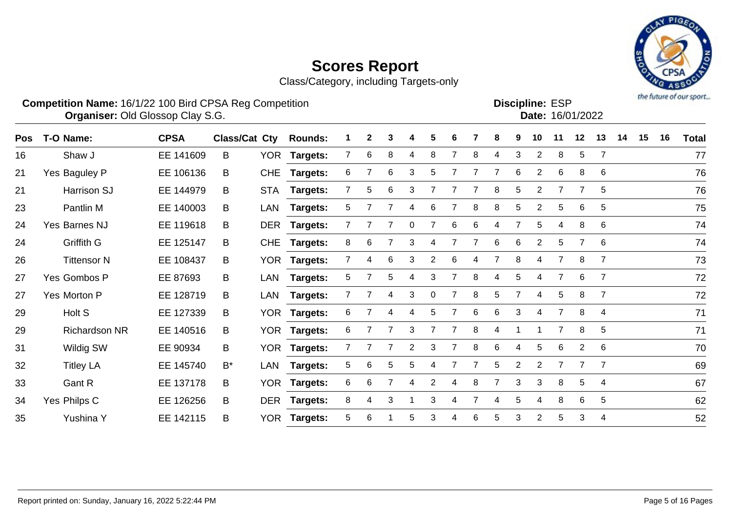# Scores Report

Class/Category, including Targets-only

**Competition Name:** 16/1/22 100 Bird CPSA Reg Competition
**Organiser:** Old Glossop Clay S.G.

**Discipline:** ESP
**Date:** 16/01/2022

| Pos | T-O | Name: | CPSA | Class/Cat | Cty | Rounds: | 1 | 2 | 3 | 4 | 5 | 6 | 7 | 8 | 9 | 10 | 11 | 12 | 13 | 14 | 15 | 16 | Total |
|---|---|---|---|---|---|---|---|---|---|---|---|---|---|---|---|---|---|---|---|---|---|---|---|
| 16 | | Shaw J | EE 141609 | B | YOR | Targets: | 7 | 6 | 8 | 4 | 8 | 7 | 8 | 4 | 3 | 2 | 8 | 5 | 7 | | | | 77 |
| 21 | Yes | Baguley P | EE 106136 | B | CHE | Targets: | 6 | 7 | 6 | 3 | 5 | 7 | 7 | 7 | 6 | 2 | 6 | 8 | 6 | | | | 76 |
| 21 | | Harrison SJ | EE 144979 | B | STA | Targets: | 7 | 5 | 6 | 3 | 7 | 7 | 7 | 8 | 5 | 2 | 7 | 7 | 5 | | | | 76 |
| 23 | | Pantlin M | EE 140003 | B | LAN | Targets: | 5 | 7 | 7 | 4 | 6 | 7 | 8 | 8 | 5 | 2 | 5 | 6 | 5 | | | | 75 |
| 24 | Yes | Barnes NJ | EE 119618 | B | DER | Targets: | 7 | 7 | 7 | 0 | 7 | 6 | 6 | 4 | 7 | 5 | 4 | 8 | 6 | | | | 74 |
| 24 | | Griffith G | EE 125147 | B | CHE | Targets: | 8 | 6 | 7 | 3 | 4 | 7 | 7 | 6 | 6 | 2 | 5 | 7 | 6 | | | | 74 |
| 26 | | Tittensor N | EE 108437 | B | YOR | Targets: | 7 | 4 | 6 | 3 | 2 | 6 | 4 | 7 | 8 | 4 | 7 | 8 | 7 | | | | 73 |
| 27 | Yes | Gombos P | EE 87693 | B | LAN | Targets: | 5 | 7 | 5 | 4 | 3 | 7 | 8 | 4 | 5 | 4 | 7 | 6 | 7 | | | | 72 |
| 27 | Yes | Morton P | EE 128719 | B | LAN | Targets: | 7 | 7 | 4 | 3 | 0 | 7 | 8 | 5 | 7 | 4 | 5 | 8 | 7 | | | | 72 |
| 29 | | Holt S | EE 127339 | B | YOR | Targets: | 6 | 7 | 4 | 4 | 5 | 7 | 6 | 6 | 3 | 4 | 7 | 8 | 4 | | | | 71 |
| 29 | | Richardson NR | EE 140516 | B | YOR | Targets: | 6 | 7 | 7 | 3 | 7 | 7 | 8 | 4 | 1 | 1 | 7 | 8 | 5 | | | | 71 |
| 31 | | Wildig SW | EE 90934 | B | YOR | Targets: | 7 | 7 | 7 | 2 | 3 | 7 | 8 | 6 | 4 | 5 | 6 | 2 | 6 | | | | 70 |
| 32 | | Titley LA | EE 145740 | B* | LAN | Targets: | 5 | 6 | 5 | 5 | 4 | 7 | 7 | 5 | 2 | 2 | 7 | 7 | 7 | | | | 69 |
| 33 | | Gant R | EE 137178 | B | YOR | Targets: | 6 | 6 | 7 | 4 | 2 | 4 | 8 | 7 | 3 | 3 | 8 | 5 | 4 | | | | 67 |
| 34 | Yes | Philps C | EE 126256 | B | DER | Targets: | 8 | 4 | 3 | 1 | 3 | 4 | 7 | 4 | 5 | 4 | 8 | 6 | 5 | | | | 62 |
| 35 | | Yushina Y | EE 142115 | B | YOR | Targets: | 5 | 6 | 1 | 5 | 3 | 4 | 6 | 5 | 3 | 2 | 5 | 3 | 4 | | | | 52 |

Report printed on: Sunday, January 16, 2022 5:22:44 PM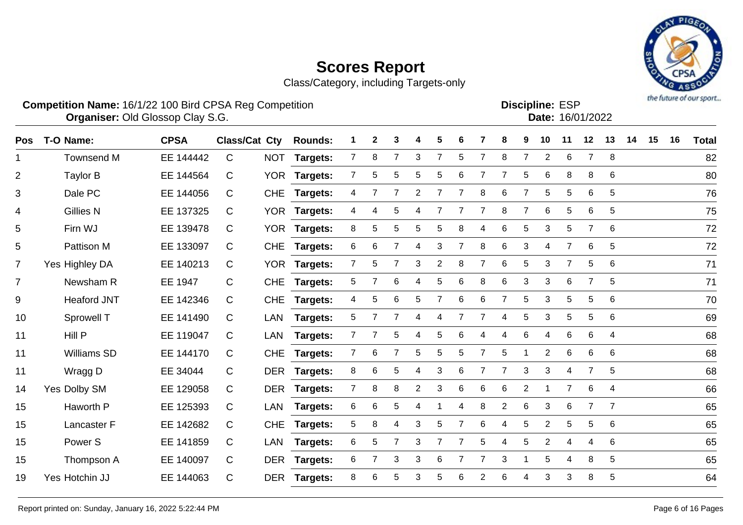# Scores Report

Class/Category, including Targets-only

**Competition Name:** 16/1/22 100 Bird CPSA Reg Competition
**Organiser:** Old Glossop Clay S.G.

**Discipline:** ESP
**Date:** 16/01/2022

| Pos | T-O | Name: | CPSA | Class/Cat | Cty | Rounds: | 1 | 2 | 3 | 4 | 5 | 6 | 7 | 8 | 9 | 10 | 11 | 12 | 13 | 14 | 15 | 16 | Total |
|---|---|---|---|---|---|---|---|---|---|---|---|---|---|---|---|---|---|---|---|---|---|---|---|
| 1 | | Townsend M | EE 144442 | C | NOT | Targets: | 7 | 8 | 7 | 3 | 7 | 5 | 7 | 8 | 7 | 2 | 6 | 7 | 8 | | | | 82 |
| 2 | | Taylor B | EE 144564 | C | YOR | Targets: | 7 | 5 | 5 | 5 | 5 | 6 | 7 | 7 | 5 | 6 | 8 | 8 | 6 | | | | 80 |
| 3 | | Dale PC | EE 144056 | C | CHE | Targets: | 4 | 7 | 7 | 2 | 7 | 7 | 8 | 6 | 7 | 5 | 5 | 6 | 5 | | | | 76 |
| 4 | | Gillies N | EE 137325 | C | YOR | Targets: | 4 | 4 | 5 | 4 | 7 | 7 | 7 | 8 | 7 | 6 | 5 | 6 | 5 | | | | 75 |
| 5 | | Firn WJ | EE 139478 | C | YOR | Targets: | 8 | 5 | 5 | 5 | 5 | 8 | 4 | 6 | 5 | 3 | 5 | 7 | 6 | | | | 72 |
| 5 | | Pattison M | EE 133097 | C | CHE | Targets: | 6 | 6 | 7 | 4 | 3 | 7 | 8 | 6 | 3 | 4 | 7 | 6 | 5 | | | | 72 |
| 7 | Yes | Highley DA | EE 140213 | C | YOR | Targets: | 7 | 5 | 7 | 3 | 2 | 8 | 7 | 6 | 5 | 3 | 7 | 5 | 6 | | | | 71 |
| 7 | | Newsham R | EE 1947 | C | CHE | Targets: | 5 | 7 | 6 | 4 | 5 | 6 | 8 | 6 | 3 | 3 | 6 | 7 | 5 | | | | 71 |
| 9 | | Heaford JNT | EE 142346 | C | CHE | Targets: | 4 | 5 | 6 | 5 | 7 | 6 | 6 | 7 | 5 | 3 | 5 | 5 | 6 | | | | 70 |
| 10 | | Sprowell T | EE 141490 | C | LAN | Targets: | 5 | 7 | 7 | 4 | 4 | 7 | 7 | 4 | 5 | 3 | 5 | 5 | 6 | | | | 69 |
| 11 | | Hill P | EE 119047 | C | LAN | Targets: | 7 | 7 | 5 | 4 | 5 | 6 | 4 | 4 | 6 | 4 | 6 | 6 | 4 | | | | 68 |
| 11 | | Williams SD | EE 144170 | C | CHE | Targets: | 7 | 6 | 7 | 5 | 5 | 5 | 7 | 5 | 1 | 2 | 6 | 6 | 6 | | | | 68 |
| 11 | | Wragg D | EE 34044 | C | DER | Targets: | 8 | 6 | 5 | 4 | 3 | 6 | 7 | 7 | 3 | 3 | 4 | 7 | 5 | | | | 68 |
| 14 | Yes | Dolby SM | EE 129058 | C | DER | Targets: | 7 | 8 | 8 | 2 | 3 | 6 | 6 | 6 | 2 | 1 | 7 | 6 | 4 | | | | 66 |
| 15 | | Haworth P | EE 125393 | C | LAN | Targets: | 6 | 6 | 5 | 4 | 1 | 4 | 8 | 2 | 6 | 3 | 6 | 7 | 7 | | | | 65 |
| 15 | | Lancaster F | EE 142682 | C | CHE | Targets: | 5 | 8 | 4 | 3 | 5 | 7 | 6 | 4 | 5 | 2 | 5 | 5 | 6 | | | | 65 |
| 15 | | Power S | EE 141859 | C | LAN | Targets: | 6 | 5 | 7 | 3 | 7 | 7 | 5 | 4 | 5 | 2 | 4 | 4 | 6 | | | | 65 |
| 15 | | Thompson A | EE 140097 | C | DER | Targets: | 6 | 7 | 3 | 3 | 6 | 7 | 7 | 3 | 1 | 5 | 4 | 8 | 5 | | | | 65 |
| 19 | Yes | Hotchin JJ | EE 144063 | C | DER | Targets: | 8 | 6 | 5 | 3 | 5 | 6 | 2 | 6 | 4 | 3 | 3 | 8 | 5 | | | | 64 |

Report printed on: Sunday, January 16, 2022 5:22:44 PM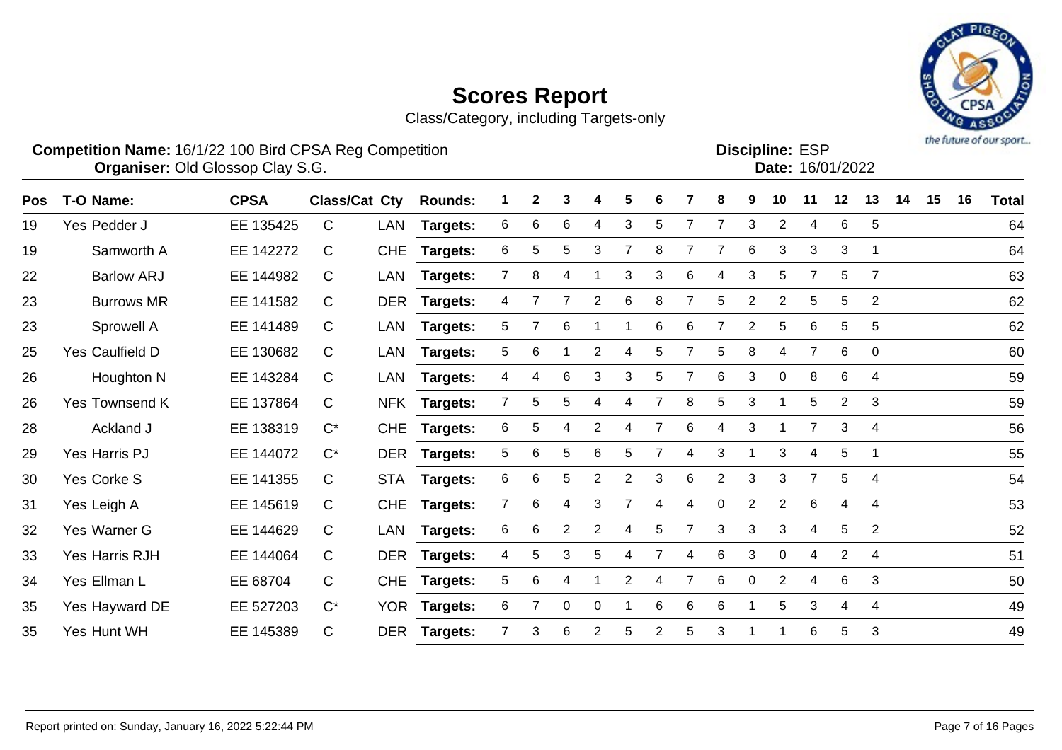# Scores Report

Class/Category, including Targets-only

**Competition Name:** 16/1/22 100 Bird CPSA Reg Competition
**Organiser:** Old Glossop Clay S.G.

**Discipline:** ESP
**Date:** 16/01/2022

| Pos | T-O | Name: | CPSA | Class/Cat | Cty | Rounds: | 1 | 2 | 3 | 4 | 5 | 6 | 7 | 8 | 9 | 10 | 11 | 12 | 13 | 14 | 15 | 16 | Total |
|---|---|---|---|---|---|---|---|---|---|---|---|---|---|---|---|---|---|---|---|---|---|---|---|
| 19 | Yes | Pedder J | EE 135425 | C | LAN | Targets: | 6 | 6 | 6 | 4 | 3 | 5 | 7 | 7 | 3 | 2 | 4 | 6 | 5 | | | | 64 |
| 19 | | Samworth A | EE 142272 | C | CHE | Targets: | 6 | 5 | 5 | 3 | 7 | 8 | 7 | 7 | 6 | 3 | 3 | 3 | 1 | | | | 64 |
| 22 | | Barlow ARJ | EE 144982 | C | LAN | Targets: | 7 | 8 | 4 | 1 | 3 | 3 | 6 | 4 | 3 | 5 | 7 | 5 | 7 | | | | 63 |
| 23 | | Burrows MR | EE 141582 | C | DER | Targets: | 4 | 7 | 7 | 2 | 6 | 8 | 7 | 5 | 2 | 2 | 5 | 5 | 2 | | | | 62 |
| 23 | | Sprowell A | EE 141489 | C | LAN | Targets: | 5 | 7 | 6 | 1 | 1 | 6 | 6 | 7 | 2 | 5 | 6 | 5 | 5 | | | | 62 |
| 25 | Yes | Caulfield D | EE 130682 | C | LAN | Targets: | 5 | 6 | 1 | 2 | 4 | 5 | 7 | 5 | 8 | 4 | 7 | 6 | 0 | | | | 60 |
| 26 | | Houghton N | EE 143284 | C | LAN | Targets: | 4 | 4 | 6 | 3 | 3 | 5 | 7 | 6 | 3 | 0 | 8 | 6 | 4 | | | | 59 |
| 26 | Yes | Townsend K | EE 137864 | C | NFK | Targets: | 7 | 5 | 5 | 4 | 4 | 7 | 8 | 5 | 3 | 1 | 5 | 2 | 3 | | | | 59 |
| 28 | | Ackland J | EE 138319 | C* | CHE | Targets: | 6 | 5 | 4 | 2 | 4 | 7 | 6 | 4 | 3 | 1 | 7 | 3 | 4 | | | | 56 |
| 29 | Yes | Harris PJ | EE 144072 | C* | DER | Targets: | 5 | 6 | 5 | 6 | 5 | 7 | 4 | 3 | 1 | 3 | 4 | 5 | 1 | | | | 55 |
| 30 | Yes | Corke S | EE 141355 | C | STA | Targets: | 6 | 6 | 5 | 2 | 2 | 3 | 6 | 2 | 3 | 3 | 7 | 5 | 4 | | | | 54 |
| 31 | Yes | Leigh A | EE 145619 | C | CHE | Targets: | 7 | 6 | 4 | 3 | 7 | 4 | 4 | 0 | 2 | 2 | 6 | 4 | 4 | | | | 53 |
| 32 | Yes | Warner G | EE 144629 | C | LAN | Targets: | 6 | 6 | 2 | 2 | 4 | 5 | 7 | 3 | 3 | 3 | 4 | 5 | 2 | | | | 52 |
| 33 | Yes | Harris RJH | EE 144064 | C | DER | Targets: | 4 | 5 | 3 | 5 | 4 | 7 | 4 | 6 | 3 | 0 | 4 | 2 | 4 | | | | 51 |
| 34 | Yes | Ellman L | EE 68704 | C | CHE | Targets: | 5 | 6 | 4 | 1 | 2 | 4 | 7 | 6 | 0 | 2 | 4 | 6 | 3 | | | | 50 |
| 35 | Yes | Hayward DE | EE 527203 | C* | YOR | Targets: | 6 | 7 | 0 | 0 | 1 | 6 | 6 | 6 | 1 | 5 | 3 | 4 | 4 | | | | 49 |
| 35 | Yes | Hunt WH | EE 145389 | C | DER | Targets: | 7 | 3 | 6 | 2 | 5 | 2 | 5 | 3 | 1 | 1 | 6 | 5 | 3 | | | | 49 |

Report printed on: Sunday, January 16, 2022 5:22:44 PM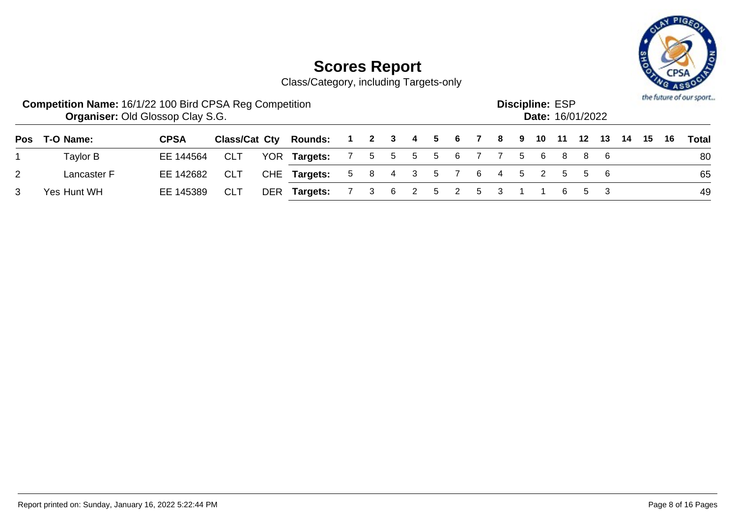# Scores Report

Class/Category, including Targets-only

**Competition Name:** 16/1/22 100 Bird CPSA Reg Competition
**Organiser:** Old Glossop Clay S.G.

**Discipline:** ESP
**Date:** 16/01/2022

| Pos | T-O | Name: | CPSA | Class/Cat | Cty | Rounds: | 1 | 2 | 3 | 4 | 5 | 6 | 7 | 8 | 9 | 10 | 11 | 12 | 13 | 14 | 15 | 16 | Total |
|---|---|---|---|---|---|---|---|---|---|---|---|---|---|---|---|---|---|---|---|---|---|---|---|
| 1 | | Taylor B | EE 144564 | CLT | YOR | **Targets:** | 7 | 5 | 5 | 5 | 5 | 6 | 7 | 7 | 5 | 6 | 8 | 8 | 6 | | | | 80 |
| 2 | | Lancaster F | EE 142682 | CLT | CHE | **Targets:** | 5 | 8 | 4 | 3 | 5 | 7 | 6 | 4 | 5 | 2 | 5 | 5 | 6 | | | | 65 |
| 3 | Yes | Hunt WH | EE 145389 | CLT | DER | **Targets:** | 7 | 3 | 6 | 2 | 5 | 2 | 5 | 3 | 1 | 1 | 6 | 5 | 3 | | | | 49 |

Report printed on: Sunday, January 16, 2022 5:22:44 PM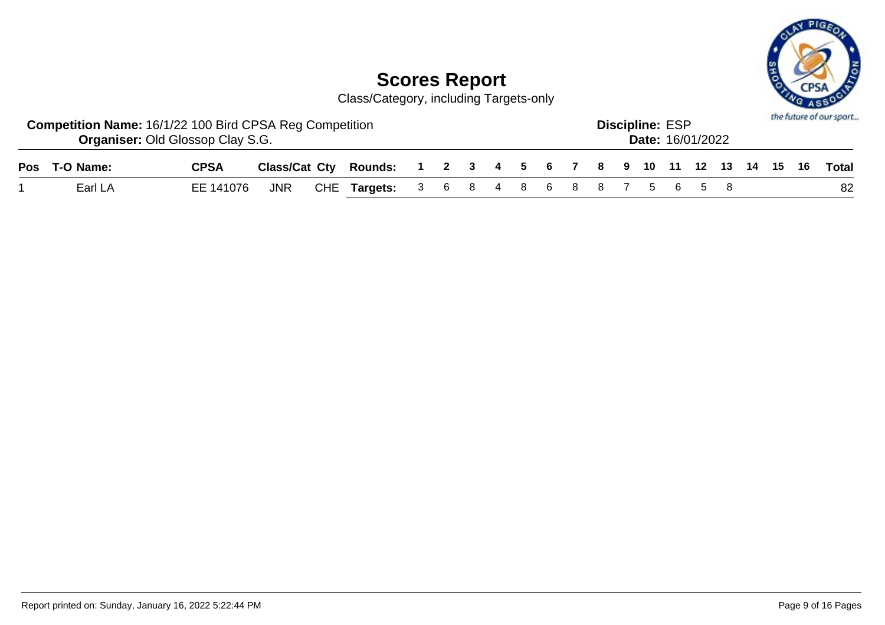# Scores Report

Class/Category, including Targets-only

**Competition Name:** 16/1/22 100 Bird CPSA Reg Competition
**Organiser:** Old Glossop Clay S.G.

**Discipline:** ESP
**Date:** 16/01/2022

| Pos | T-O | Name: | CPSA | Class/Cat | Cty | Rounds: | 1 | 2 | 3 | 4 | 5 | 6 | 7 | 8 | 9 | 10 | 11 | 12 | 13 | 14 | 15 | 16 | Total |
|---|---|---|---|---|---|---|---|---|---|---|---|---|---|---|---|---|---|---|---|---|---|---|---|
| 1 | | Earl LA | EE 141076 | JNR | CHE | **Targets:** | 3 | 6 | 8 | 4 | 8 | 6 | 8 | 8 | 7 | 5 | 6 | 5 | 8 | | | | 82 |

Report printed on: Sunday, January 16, 2022 5:22:44 PM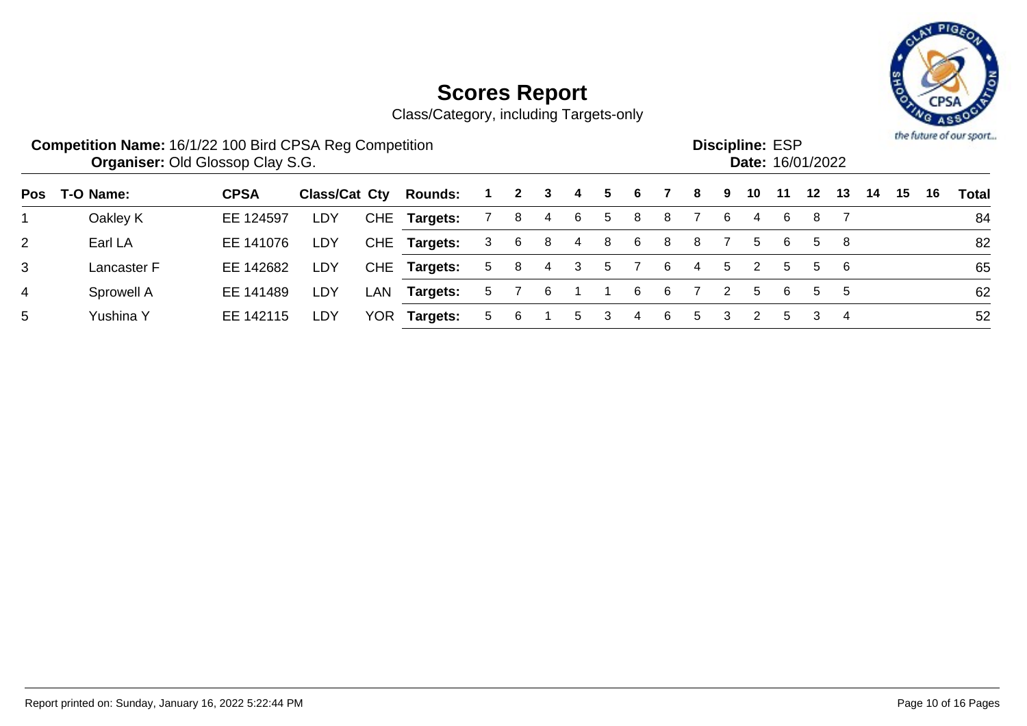# Scores Report

Class/Category, including Targets-only

**Competition Name:** 16/1/22 100 Bird CPSA Reg Competition
**Organiser:** Old Glossop Clay S.G.

**Discipline:** ESP
**Date:** 16/01/2022

| Pos | T-O | Name: | CPSA | Class/Cat | Cty | Rounds: | 1 | 2 | 3 | 4 | 5 | 6 | 7 | 8 | 9 | 10 | 11 | 12 | 13 | 14 | 15 | 16 | Total |
|---|---|---|---|---|---|---|---|---|---|---|---|---|---|---|---|---|---|---|---|---|---|---|---|
| 1 | | Oakley K | EE 124597 | LDY | CHE | **Targets:** | 7 | 8 | 4 | 6 | 5 | 8 | 8 | 7 | 6 | 4 | 6 | 8 | 7 | | | | 84 |
| 2 | | Earl LA | EE 141076 | LDY | CHE | **Targets:** | 3 | 6 | 8 | 4 | 8 | 6 | 8 | 8 | 7 | 5 | 6 | 5 | 8 | | | | 82 |
| 3 | | Lancaster F | EE 142682 | LDY | CHE | **Targets:** | 5 | 8 | 4 | 3 | 5 | 7 | 6 | 4 | 5 | 2 | 5 | 5 | 6 | | | | 65 |
| 4 | | Sprowell A | EE 141489 | LDY | LAN | **Targets:** | 5 | 7 | 6 | 1 | 1 | 6 | 6 | 7 | 2 | 5 | 6 | 5 | 5 | | | | 62 |
| 5 | | Yushina Y | EE 142115 | LDY | YOR | **Targets:** | 5 | 6 | 1 | 5 | 3 | 4 | 6 | 5 | 3 | 2 | 5 | 3 | 4 | | | | 52 |

Report printed on: Sunday, January 16, 2022 5:22:44 PM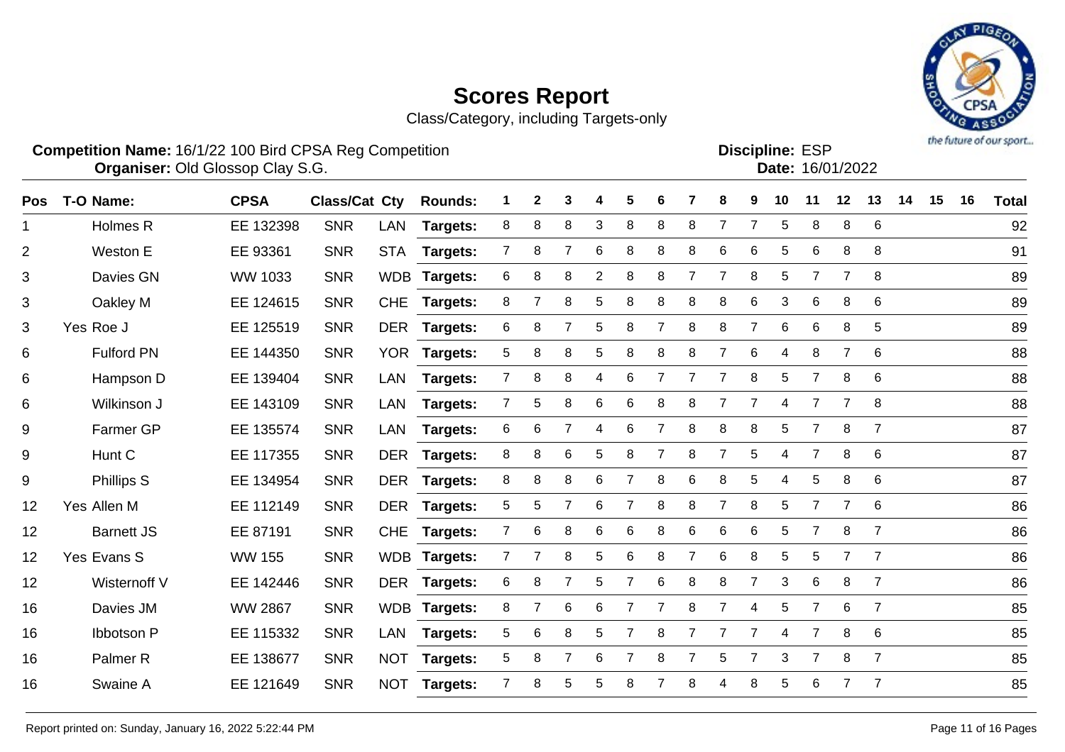# Scores Report

Class/Category, including Targets-only

**Competition Name:** 16/1/22 100 Bird CPSA Reg Competition
**Organiser:** Old Glossop Clay S.G.

**Discipline:** ESP
**Date:** 16/01/2022

| Pos | T-O | Name: | CPSA | Class/Cat | Cty | Rounds: | 1 | 2 | 3 | 4 | 5 | 6 | 7 | 8 | 9 | 10 | 11 | 12 | 13 | 14 | 15 | 16 | Total |
|---|---|---|---|---|---|---|---|---|---|---|---|---|---|---|---|---|---|---|---|---|---|---|---|
| 1 | | Holmes R | EE 132398 | SNR | LAN | Targets: | 8 | 8 | 8 | 3 | 8 | 8 | 8 | 7 | 7 | 5 | 8 | 8 | 6 | | | | 92 |
| 2 | | Weston E | EE 93361 | SNR | STA | Targets: | 7 | 8 | 7 | 6 | 8 | 8 | 8 | 6 | 6 | 5 | 6 | 8 | 8 | | | | 91 |
| 3 | | Davies GN | WW 1033 | SNR | WDB | Targets: | 6 | 8 | 8 | 2 | 8 | 8 | 7 | 7 | 8 | 5 | 7 | 7 | 8 | | | | 89 |
| 3 | | Oakley M | EE 124615 | SNR | CHE | Targets: | 8 | 7 | 8 | 5 | 8 | 8 | 8 | 8 | 6 | 3 | 6 | 8 | 6 | | | | 89 |
| 3 | Yes | Roe J | EE 125519 | SNR | DER | Targets: | 6 | 8 | 7 | 5 | 8 | 7 | 8 | 8 | 7 | 6 | 6 | 8 | 5 | | | | 89 |
| 6 | | Fulford PN | EE 144350 | SNR | YOR | Targets: | 5 | 8 | 8 | 5 | 8 | 8 | 8 | 7 | 6 | 4 | 8 | 7 | 6 | | | | 88 |
| 6 | | Hampson D | EE 139404 | SNR | LAN | Targets: | 7 | 8 | 8 | 4 | 6 | 7 | 7 | 7 | 8 | 5 | 7 | 8 | 6 | | | | 88 |
| 6 | | Wilkinson J | EE 143109 | SNR | LAN | Targets: | 7 | 5 | 8 | 6 | 6 | 8 | 8 | 7 | 7 | 4 | 7 | 7 | 8 | | | | 88 |
| 9 | | Farmer GP | EE 135574 | SNR | LAN | Targets: | 6 | 6 | 7 | 4 | 6 | 7 | 8 | 8 | 8 | 5 | 7 | 8 | 7 | | | | 87 |
| 9 | | Hunt C | EE 117355 | SNR | DER | Targets: | 8 | 8 | 6 | 5 | 8 | 7 | 8 | 7 | 5 | 4 | 7 | 8 | 6 | | | | 87 |
| 9 | | Phillips S | EE 134954 | SNR | DER | Targets: | 8 | 8 | 8 | 6 | 7 | 8 | 6 | 8 | 5 | 4 | 5 | 8 | 6 | | | | 87 |
| 12 | Yes | Allen M | EE 112149 | SNR | DER | Targets: | 5 | 5 | 7 | 6 | 7 | 8 | 8 | 7 | 8 | 5 | 7 | 7 | 6 | | | | 86 |
| 12 | | Barnett JS | EE 87191 | SNR | CHE | Targets: | 7 | 6 | 8 | 6 | 6 | 8 | 6 | 6 | 6 | 5 | 7 | 8 | 7 | | | | 86 |
| 12 | Yes | Evans S | WW 155 | SNR | WDB | Targets: | 7 | 7 | 8 | 5 | 6 | 8 | 7 | 6 | 8 | 5 | 5 | 7 | 7 | | | | 86 |
| 12 | | Wisternoff V | EE 142446 | SNR | DER | Targets: | 6 | 8 | 7 | 5 | 7 | 6 | 8 | 8 | 7 | 3 | 6 | 8 | 7 | | | | 86 |
| 16 | | Davies JM | WW 2867 | SNR | WDB | Targets: | 8 | 7 | 6 | 6 | 7 | 7 | 8 | 7 | 4 | 5 | 7 | 6 | 7 | | | | 85 |
| 16 | | Ibbotson P | EE 115332 | SNR | LAN | Targets: | 5 | 6 | 8 | 5 | 7 | 8 | 7 | 7 | 7 | 4 | 7 | 8 | 6 | | | | 85 |
| 16 | | Palmer R | EE 138677 | SNR | NOT | Targets: | 5 | 8 | 7 | 6 | 7 | 8 | 7 | 5 | 7 | 3 | 7 | 8 | 7 | | | | 85 |
| 16 | | Swaine A | EE 121649 | SNR | NOT | Targets: | 7 | 8 | 5 | 5 | 8 | 7 | 8 | 4 | 8 | 5 | 6 | 7 | 7 | | | | 85 |

Report printed on: Sunday, January 16, 2022 5:22:44 PM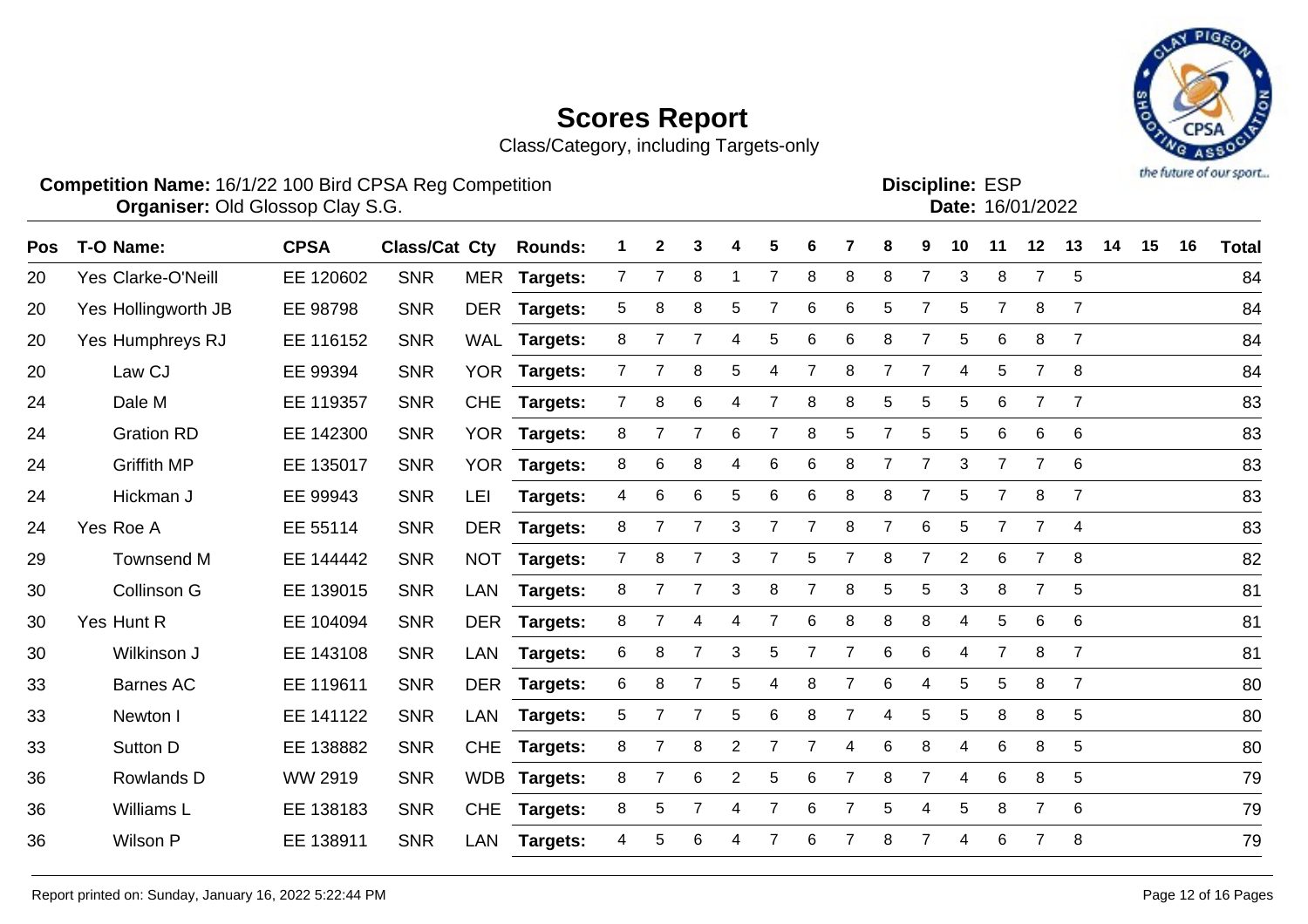# Scores Report

Class/Category, including Targets-only

**Competition Name:** 16/1/22 100 Bird CPSA Reg Competition
**Organiser:** Old Glossop Clay S.G.

**Discipline:** ESP
**Date:** 16/01/2022

| Pos | T-O | Name: | CPSA | Class/Cat | Cty | Rounds: | 1 | 2 | 3 | 4 | 5 | 6 | 7 | 8 | 9 | 10 | 11 | 12 | 13 | 14 | 15 | 16 | Total |
|---|---|---|---|---|---|---|---|---|---|---|---|---|---|---|---|---|---|---|---|---|---|---|---|
| 20 | Yes | Clarke-O'Neill | EE 120602 | SNR | MER | Targets: | 7 | 7 | 8 | 1 | 7 | 8 | 8 | 8 | 7 | 3 | 8 | 7 | 5 | | | | 84 |
| 20 | Yes | Hollingworth JB | EE 98798 | SNR | DER | Targets: | 5 | 8 | 8 | 5 | 7 | 6 | 6 | 5 | 7 | 5 | 7 | 8 | 7 | | | | 84 |
| 20 | Yes | Humphreys RJ | EE 116152 | SNR | WAL | Targets: | 8 | 7 | 7 | 4 | 5 | 6 | 6 | 8 | 7 | 5 | 6 | 8 | 7 | | | | 84 |
| 20 | | Law CJ | EE 99394 | SNR | YOR | Targets: | 7 | 7 | 8 | 5 | 4 | 7 | 8 | 7 | 7 | 4 | 5 | 7 | 8 | | | | 84 |
| 24 | | Dale M | EE 119357 | SNR | CHE | Targets: | 7 | 8 | 6 | 4 | 7 | 8 | 8 | 5 | 5 | 5 | 6 | 7 | 7 | | | | 83 |
| 24 | | Gration RD | EE 142300 | SNR | YOR | Targets: | 8 | 7 | 7 | 6 | 7 | 8 | 5 | 7 | 5 | 5 | 6 | 6 | 6 | | | | 83 |
| 24 | | Griffith MP | EE 135017 | SNR | YOR | Targets: | 8 | 6 | 8 | 4 | 6 | 6 | 8 | 7 | 7 | 3 | 7 | 7 | 6 | | | | 83 |
| 24 | | Hickman J | EE 99943 | SNR | LEI | Targets: | 4 | 6 | 6 | 5 | 6 | 6 | 8 | 8 | 7 | 5 | 7 | 8 | 7 | | | | 83 |
| 24 | Yes | Roe A | EE 55114 | SNR | DER | Targets: | 8 | 7 | 7 | 3 | 7 | 7 | 8 | 7 | 6 | 5 | 7 | 7 | 4 | | | | 83 |
| 29 | | Townsend M | EE 144442 | SNR | NOT | Targets: | 7 | 8 | 7 | 3 | 7 | 5 | 7 | 8 | 7 | 2 | 6 | 7 | 8 | | | | 82 |
| 30 | | Collinson G | EE 139015 | SNR | LAN | Targets: | 8 | 7 | 7 | 3 | 8 | 7 | 8 | 5 | 5 | 3 | 8 | 7 | 5 | | | | 81 |
| 30 | Yes | Hunt R | EE 104094 | SNR | DER | Targets: | 8 | 7 | 4 | 4 | 7 | 6 | 8 | 8 | 8 | 4 | 5 | 6 | 6 | | | | 81 |
| 30 | | Wilkinson J | EE 143108 | SNR | LAN | Targets: | 6 | 8 | 7 | 3 | 5 | 7 | 7 | 6 | 6 | 4 | 7 | 8 | 7 | | | | 81 |
| 33 | | Barnes AC | EE 119611 | SNR | DER | Targets: | 6 | 8 | 7 | 5 | 4 | 8 | 7 | 6 | 4 | 5 | 5 | 8 | 7 | | | | 80 |
| 33 | | Newton I | EE 141122 | SNR | LAN | Targets: | 5 | 7 | 7 | 5 | 6 | 8 | 7 | 4 | 5 | 5 | 8 | 8 | 5 | | | | 80 |
| 33 | | Sutton D | EE 138882 | SNR | CHE | Targets: | 8 | 7 | 8 | 2 | 7 | 7 | 4 | 6 | 8 | 4 | 6 | 8 | 5 | | | | 80 |
| 36 | | Rowlands D | WW 2919 | SNR | WDB | Targets: | 8 | 7 | 6 | 2 | 5 | 6 | 7 | 8 | 7 | 4 | 6 | 8 | 5 | | | | 79 |
| 36 | | Williams L | EE 138183 | SNR | CHE | Targets: | 8 | 5 | 7 | 4 | 7 | 6 | 7 | 5 | 4 | 5 | 8 | 7 | 6 | | | | 79 |
| 36 | | Wilson P | EE 138911 | SNR | LAN | Targets: | 4 | 5 | 6 | 4 | 7 | 6 | 7 | 8 | 7 | 4 | 6 | 7 | 8 | | | | 79 |

Report printed on: Sunday, January 16, 2022 5:22:44 PM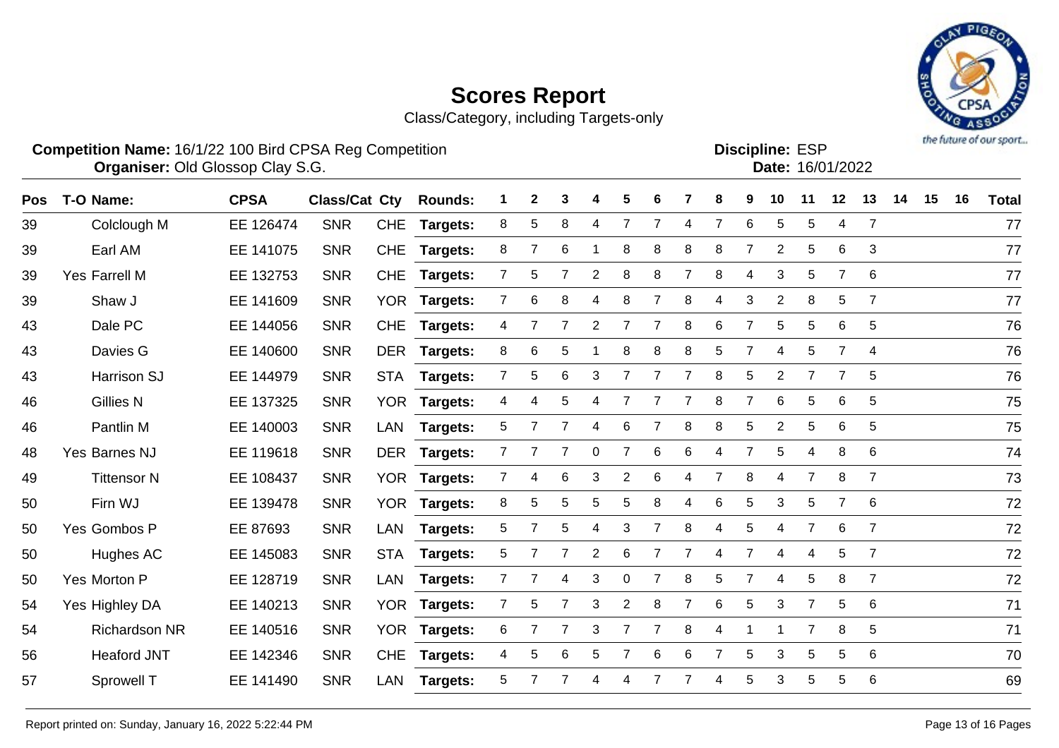# Scores Report

Class/Category, including Targets-only

**Competition Name:** 16/1/22 100 Bird CPSA Reg Competition
**Organiser:** Old Glossop Clay S.G.

**Discipline:** ESP
**Date:** 16/01/2022

| Pos | T-O | Name: | CPSA | Class/Cat | Cty | Rounds: | 1 | 2 | 3 | 4 | 5 | 6 | 7 | 8 | 9 | 10 | 11 | 12 | 13 | 14 | 15 | 16 | Total |
|---|---|---|---|---|---|---|---|---|---|---|---|---|---|---|---|---|---|---|---|---|---|---|---|
| 39 | | Colclough M | EE 126474 | SNR | CHE | Targets: | 8 | 5 | 8 | 4 | 7 | 7 | 4 | 7 | 6 | 5 | 5 | 4 | 7 | | | | 77 |
| 39 | | Earl AM | EE 141075 | SNR | CHE | Targets: | 8 | 7 | 6 | 1 | 8 | 8 | 8 | 8 | 7 | 2 | 5 | 6 | 3 | | | | 77 |
| 39 | Yes | Farrell M | EE 132753 | SNR | CHE | Targets: | 7 | 5 | 7 | 2 | 8 | 8 | 7 | 8 | 4 | 3 | 5 | 7 | 6 | | | | 77 |
| 39 | | Shaw J | EE 141609 | SNR | YOR | Targets: | 7 | 6 | 8 | 4 | 8 | 7 | 8 | 4 | 3 | 2 | 8 | 5 | 7 | | | | 77 |
| 43 | | Dale PC | EE 144056 | SNR | CHE | Targets: | 4 | 7 | 7 | 2 | 7 | 7 | 8 | 6 | 7 | 5 | 5 | 6 | 5 | | | | 76 |
| 43 | | Davies G | EE 140600 | SNR | DER | Targets: | 8 | 6 | 5 | 1 | 8 | 8 | 8 | 5 | 7 | 4 | 5 | 7 | 4 | | | | 76 |
| 43 | | Harrison SJ | EE 144979 | SNR | STA | Targets: | 7 | 5 | 6 | 3 | 7 | 7 | 7 | 8 | 5 | 2 | 7 | 7 | 5 | | | | 76 |
| 46 | | Gillies N | EE 137325 | SNR | YOR | Targets: | 4 | 4 | 5 | 4 | 7 | 7 | 7 | 8 | 7 | 6 | 5 | 6 | 5 | | | | 75 |
| 46 | | Pantlin M | EE 140003 | SNR | LAN | Targets: | 5 | 7 | 7 | 4 | 6 | 7 | 8 | 8 | 5 | 2 | 5 | 6 | 5 | | | | 75 |
| 48 | Yes | Barnes NJ | EE 119618 | SNR | DER | Targets: | 7 | 7 | 7 | 0 | 7 | 6 | 6 | 4 | 7 | 5 | 4 | 8 | 6 | | | | 74 |
| 49 | | Tittensor N | EE 108437 | SNR | YOR | Targets: | 7 | 4 | 6 | 3 | 2 | 6 | 4 | 7 | 8 | 4 | 7 | 8 | 7 | | | | 73 |
| 50 | | Firn WJ | EE 139478 | SNR | YOR | Targets: | 8 | 5 | 5 | 5 | 5 | 8 | 4 | 6 | 5 | 3 | 5 | 7 | 6 | | | | 72 |
| 50 | Yes | Gombos P | EE 87693 | SNR | LAN | Targets: | 5 | 7 | 5 | 4 | 3 | 7 | 8 | 4 | 5 | 4 | 7 | 6 | 7 | | | | 72 |
| 50 | | Hughes AC | EE 145083 | SNR | STA | Targets: | 5 | 7 | 7 | 2 | 6 | 7 | 7 | 4 | 7 | 4 | 4 | 5 | 7 | | | | 72 |
| 50 | Yes | Morton P | EE 128719 | SNR | LAN | Targets: | 7 | 7 | 4 | 3 | 0 | 7 | 8 | 5 | 7 | 4 | 5 | 8 | 7 | | | | 72 |
| 54 | Yes | Highley DA | EE 140213 | SNR | YOR | Targets: | 7 | 5 | 7 | 3 | 2 | 8 | 7 | 6 | 5 | 3 | 7 | 5 | 6 | | | | 71 |
| 54 | | Richardson NR | EE 140516 | SNR | YOR | Targets: | 6 | 7 | 7 | 3 | 7 | 7 | 8 | 4 | 1 | 1 | 7 | 8 | 5 | | | | 71 |
| 56 | | Heaford JNT | EE 142346 | SNR | CHE | Targets: | 4 | 5 | 6 | 5 | 7 | 6 | 6 | 7 | 5 | 3 | 5 | 5 | 6 | | | | 70 |
| 57 | | Sprowell T | EE 141490 | SNR | LAN | Targets: | 5 | 7 | 7 | 4 | 4 | 7 | 7 | 4 | 5 | 3 | 5 | 5 | 6 | | | | 69 |

Report printed on: Sunday, January 16, 2022 5:22:44 PM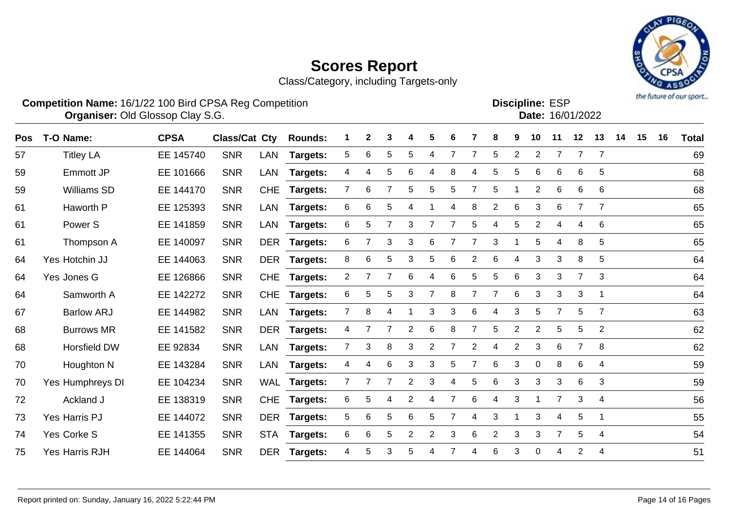# Scores Report

Class/Category, including Targets-only

**Competition Name:** 16/1/22 100 Bird CPSA Reg Competition
**Organiser:** Old Glossop Clay S.G.

**Discipline:** ESP
**Date:** 16/01/2022

| Pos | T-O | Name: | CPSA | Class/Cat | Cty | Rounds: | 1 | 2 | 3 | 4 | 5 | 6 | 7 | 8 | 9 | 10 | 11 | 12 | 13 | 14 | 15 | 16 | Total |
|---|---|---|---|---|---|---|---|---|---|---|---|---|---|---|---|---|---|---|---|---|---|---|---|
| 57 | | Titley LA | EE 145740 | SNR | LAN | Targets: | 5 | 6 | 5 | 5 | 4 | 7 | 7 | 5 | 2 | 2 | 7 | 7 | 7 | | | | 69 |
| 59 | | Emmott JP | EE 101666 | SNR | LAN | Targets: | 4 | 4 | 5 | 6 | 4 | 8 | 4 | 5 | 5 | 6 | 6 | 6 | 5 | | | | 68 |
| 59 | | Williams SD | EE 144170 | SNR | CHE | Targets: | 7 | 6 | 7 | 5 | 5 | 5 | 7 | 5 | 1 | 2 | 6 | 6 | 6 | | | | 68 |
| 61 | | Haworth P | EE 125393 | SNR | LAN | Targets: | 6 | 6 | 5 | 4 | 1 | 4 | 8 | 2 | 6 | 3 | 6 | 7 | 7 | | | | 65 |
| 61 | | Power S | EE 141859 | SNR | LAN | Targets: | 6 | 5 | 7 | 3 | 7 | 7 | 5 | 4 | 5 | 2 | 4 | 4 | 6 | | | | 65 |
| 61 | | Thompson A | EE 140097 | SNR | DER | Targets: | 6 | 7 | 3 | 3 | 6 | 7 | 7 | 3 | 1 | 5 | 4 | 8 | 5 | | | | 65 |
| 64 | Yes | Hotchin JJ | EE 144063 | SNR | DER | Targets: | 8 | 6 | 5 | 3 | 5 | 6 | 2 | 6 | 4 | 3 | 3 | 8 | 5 | | | | 64 |
| 64 | Yes | Jones G | EE 126866 | SNR | CHE | Targets: | 2 | 7 | 7 | 6 | 4 | 6 | 5 | 5 | 6 | 3 | 3 | 7 | 3 | | | | 64 |
| 64 | | Samworth A | EE 142272 | SNR | CHE | Targets: | 6 | 5 | 5 | 3 | 7 | 8 | 7 | 7 | 6 | 3 | 3 | 3 | 1 | | | | 64 |
| 67 | | Barlow ARJ | EE 144982 | SNR | LAN | Targets: | 7 | 8 | 4 | 1 | 3 | 3 | 6 | 4 | 3 | 5 | 7 | 5 | 7 | | | | 63 |
| 68 | | Burrows MR | EE 141582 | SNR | DER | Targets: | 4 | 7 | 7 | 2 | 6 | 8 | 7 | 5 | 2 | 2 | 5 | 5 | 2 | | | | 62 |
| 68 | | Horsfield DW | EE 92834 | SNR | LAN | Targets: | 7 | 3 | 8 | 3 | 2 | 7 | 2 | 4 | 2 | 3 | 6 | 7 | 8 | | | | 62 |
| 70 | | Houghton N | EE 143284 | SNR | LAN | Targets: | 4 | 4 | 6 | 3 | 3 | 5 | 7 | 6 | 3 | 0 | 8 | 6 | 4 | | | | 59 |
| 70 | Yes | Humphreys DI | EE 104234 | SNR | WAL | Targets: | 7 | 7 | 7 | 2 | 3 | 4 | 5 | 6 | 3 | 3 | 3 | 6 | 3 | | | | 59 |
| 72 | | Ackland J | EE 138319 | SNR | CHE | Targets: | 6 | 5 | 4 | 2 | 4 | 7 | 6 | 4 | 3 | 1 | 7 | 3 | 4 | | | | 56 |
| 73 | Yes | Harris PJ | EE 144072 | SNR | DER | Targets: | 5 | 6 | 5 | 6 | 5 | 7 | 4 | 3 | 1 | 3 | 4 | 5 | 1 | | | | 55 |
| 74 | Yes | Corke S | EE 141355 | SNR | STA | Targets: | 6 | 6 | 5 | 2 | 2 | 3 | 6 | 2 | 3 | 3 | 7 | 5 | 4 | | | | 54 |
| 75 | Yes | Harris RJH | EE 144064 | SNR | DER | Targets: | 4 | 5 | 3 | 5 | 4 | 7 | 4 | 6 | 3 | 0 | 4 | 2 | 4 | | | | 51 |

Report printed on: Sunday, January 16, 2022 5:22:44 PM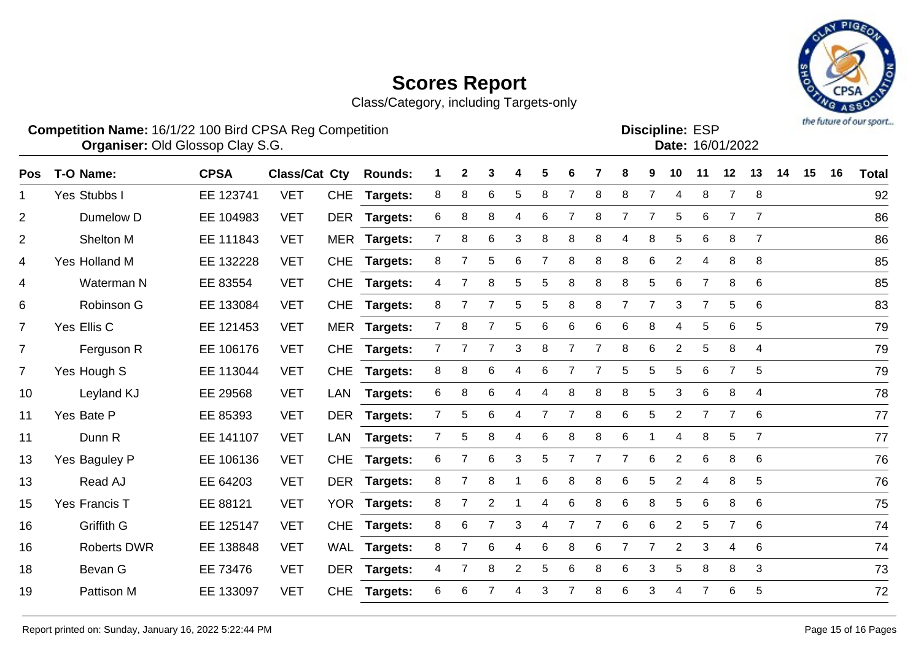# Scores Report

Class/Category, including Targets-only

**Competition Name:** 16/1/22 100 Bird CPSA Reg Competition
**Organiser:** Old Glossop Clay S.G.

**Discipline:** ESP
**Date:** 16/01/2022

| Pos | T-O | Name: | CPSA | Class/Cat | Cty | Rounds: | 1 | 2 | 3 | 4 | 5 | 6 | 7 | 8 | 9 | 10 | 11 | 12 | 13 | 14 | 15 | 16 | Total |
|---|---|---|---|---|---|---|---|---|---|---|---|---|---|---|---|---|---|---|---|---|---|---|---|
| 1 | Yes | Stubbs I | EE 123741 | VET | CHE | Targets: | 8 | 8 | 6 | 5 | 8 | 7 | 8 | 8 | 7 | 4 | 8 | 7 | 8 | | | | 92 |
| 2 | | Dumelow D | EE 104983 | VET | DER | Targets: | 6 | 8 | 8 | 4 | 6 | 7 | 8 | 7 | 7 | 5 | 6 | 7 | 7 | | | | 86 |
| 2 | | Shelton M | EE 111843 | VET | MER | Targets: | 7 | 8 | 6 | 3 | 8 | 8 | 8 | 4 | 8 | 5 | 6 | 8 | 7 | | | | 86 |
| 4 | Yes | Holland M | EE 132228 | VET | CHE | Targets: | 8 | 7 | 5 | 6 | 7 | 8 | 8 | 8 | 6 | 2 | 4 | 8 | 8 | | | | 85 |
| 4 | | Waterman N | EE 83554 | VET | CHE | Targets: | 4 | 7 | 8 | 5 | 5 | 8 | 8 | 8 | 5 | 6 | 7 | 8 | 6 | | | | 85 |
| 6 | | Robinson G | EE 133084 | VET | CHE | Targets: | 8 | 7 | 7 | 5 | 5 | 8 | 8 | 7 | 7 | 3 | 7 | 5 | 6 | | | | 83 |
| 7 | Yes | Ellis C | EE 121453 | VET | MER | Targets: | 7 | 8 | 7 | 5 | 6 | 6 | 6 | 6 | 8 | 4 | 5 | 6 | 5 | | | | 79 |
| 7 | | Ferguson R | EE 106176 | VET | CHE | Targets: | 7 | 7 | 7 | 3 | 8 | 7 | 7 | 8 | 6 | 2 | 5 | 8 | 4 | | | | 79 |
| 7 | Yes | Hough S | EE 113044 | VET | CHE | Targets: | 8 | 8 | 6 | 4 | 6 | 7 | 7 | 5 | 5 | 5 | 6 | 7 | 5 | | | | 79 |
| 10 | | Leyland KJ | EE 29568 | VET | LAN | Targets: | 6 | 8 | 6 | 4 | 4 | 8 | 8 | 8 | 5 | 3 | 6 | 8 | 4 | | | | 78 |
| 11 | Yes | Bate P | EE 85393 | VET | DER | Targets: | 7 | 5 | 6 | 4 | 7 | 7 | 8 | 6 | 5 | 2 | 7 | 7 | 6 | | | | 77 |
| 11 | | Dunn R | EE 141107 | VET | LAN | Targets: | 7 | 5 | 8 | 4 | 6 | 8 | 8 | 6 | 1 | 4 | 8 | 5 | 7 | | | | 77 |
| 13 | Yes | Baguley P | EE 106136 | VET | CHE | Targets: | 6 | 7 | 6 | 3 | 5 | 7 | 7 | 7 | 6 | 2 | 6 | 8 | 6 | | | | 76 |
| 13 | | Read AJ | EE 64203 | VET | DER | Targets: | 8 | 7 | 8 | 1 | 6 | 8 | 8 | 6 | 5 | 2 | 4 | 8 | 5 | | | | 76 |
| 15 | Yes | Francis T | EE 88121 | VET | YOR | Targets: | 8 | 7 | 2 | 1 | 4 | 6 | 8 | 6 | 8 | 5 | 6 | 8 | 6 | | | | 75 |
| 16 | | Griffith G | EE 125147 | VET | CHE | Targets: | 8 | 6 | 7 | 3 | 4 | 7 | 7 | 6 | 6 | 2 | 5 | 7 | 6 | | | | 74 |
| 16 | | Roberts DWR | EE 138848 | VET | WAL | Targets: | 8 | 7 | 6 | 4 | 6 | 8 | 6 | 7 | 7 | 2 | 3 | 4 | 6 | | | | 74 |
| 18 | | Bevan G | EE 73476 | VET | DER | Targets: | 4 | 7 | 8 | 2 | 5 | 6 | 8 | 6 | 3 | 5 | 8 | 8 | 3 | | | | 73 |
| 19 | | Pattison M | EE 133097 | VET | CHE | Targets: | 6 | 6 | 7 | 4 | 3 | 7 | 8 | 6 | 3 | 4 | 7 | 6 | 5 | | | | 72 |

Report printed on: Sunday, January 16, 2022 5:22:44 PM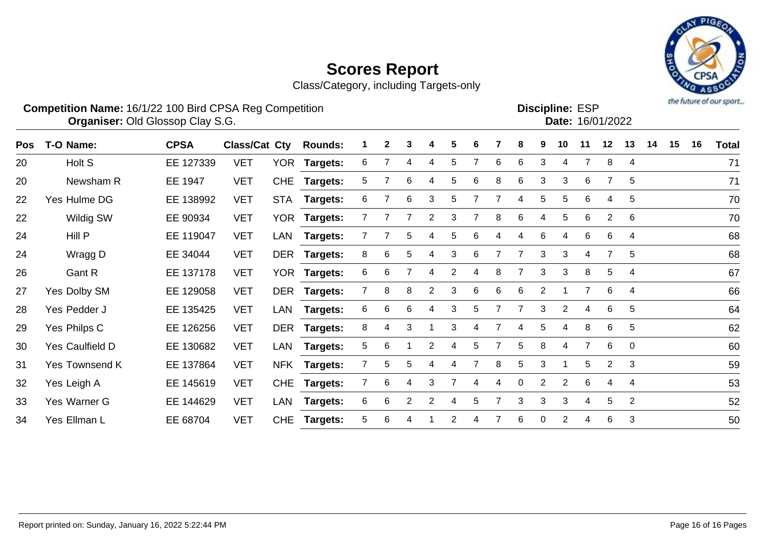# Scores Report

Class/Category, including Targets-only

**Competition Name:** 16/1/22 100 Bird CPSA Reg Competition
**Organiser:** Old Glossop Clay S.G.

**Discipline:** ESP
**Date:** 16/01/2022

| Pos | T-O | Name: | CPSA | Class/Cat | Cty | Rounds: | 1 | 2 | 3 | 4 | 5 | 6 | 7 | 8 | 9 | 10 | 11 | 12 | 13 | 14 | 15 | 16 | Total |
|---|---|---|---|---|---|---|---|---|---|---|---|---|---|---|---|---|---|---|---|---|---|---|---|
| 20 | | Holt S | EE 127339 | VET | YOR | Targets: | 6 | 7 | 4 | 4 | 5 | 7 | 6 | 6 | 3 | 4 | 7 | 8 | 4 | | | | 71 |
| 20 | | Newsham R | EE 1947 | VET | CHE | Targets: | 5 | 7 | 6 | 4 | 5 | 6 | 8 | 6 | 3 | 3 | 6 | 7 | 5 | | | | 71 |
| 22 | Yes | Hulme DG | EE 138992 | VET | STA | Targets: | 6 | 7 | 6 | 3 | 5 | 7 | 7 | 4 | 5 | 5 | 6 | 4 | 5 | | | | 70 |
| 22 | | Wildig SW | EE 90934 | VET | YOR | Targets: | 7 | 7 | 7 | 2 | 3 | 7 | 8 | 6 | 4 | 5 | 6 | 2 | 6 | | | | 70 |
| 24 | | Hill P | EE 119047 | VET | LAN | Targets: | 7 | 7 | 5 | 4 | 5 | 6 | 4 | 4 | 6 | 4 | 6 | 6 | 4 | | | | 68 |
| 24 | | Wragg D | EE 34044 | VET | DER | Targets: | 8 | 6 | 5 | 4 | 3 | 6 | 7 | 7 | 3 | 3 | 4 | 7 | 5 | | | | 68 |
| 26 | | Gant R | EE 137178 | VET | YOR | Targets: | 6 | 6 | 7 | 4 | 2 | 4 | 8 | 7 | 3 | 3 | 8 | 5 | 4 | | | | 67 |
| 27 | Yes | Dolby SM | EE 129058 | VET | DER | Targets: | 7 | 8 | 8 | 2 | 3 | 6 | 6 | 6 | 2 | 1 | 7 | 6 | 4 | | | | 66 |
| 28 | Yes | Pedder J | EE 135425 | VET | LAN | Targets: | 6 | 6 | 6 | 4 | 3 | 5 | 7 | 7 | 3 | 2 | 4 | 6 | 5 | | | | 64 |
| 29 | Yes | Philps C | EE 126256 | VET | DER | Targets: | 8 | 4 | 3 | 1 | 3 | 4 | 7 | 4 | 5 | 4 | 8 | 6 | 5 | | | | 62 |
| 30 | Yes | Caulfield D | EE 130682 | VET | LAN | Targets: | 5 | 6 | 1 | 2 | 4 | 5 | 7 | 5 | 8 | 4 | 7 | 6 | 0 | | | | 60 |
| 31 | Yes | Townsend K | EE 137864 | VET | NFK | Targets: | 7 | 5 | 5 | 4 | 4 | 7 | 8 | 5 | 3 | 1 | 5 | 2 | 3 | | | | 59 |
| 32 | Yes | Leigh A | EE 145619 | VET | CHE | Targets: | 7 | 6 | 4 | 3 | 7 | 4 | 4 | 0 | 2 | 2 | 6 | 4 | 4 | | | | 53 |
| 33 | Yes | Warner G | EE 144629 | VET | LAN | Targets: | 6 | 6 | 2 | 2 | 4 | 5 | 7 | 3 | 3 | 3 | 4 | 5 | 2 | | | | 52 |
| 34 | Yes | Ellman L | EE 68704 | VET | CHE | Targets: | 5 | 6 | 4 | 1 | 2 | 4 | 7 | 6 | 0 | 2 | 4 | 6 | 3 | | | | 50 |

Report printed on: Sunday, January 16, 2022 5:22:44 PM